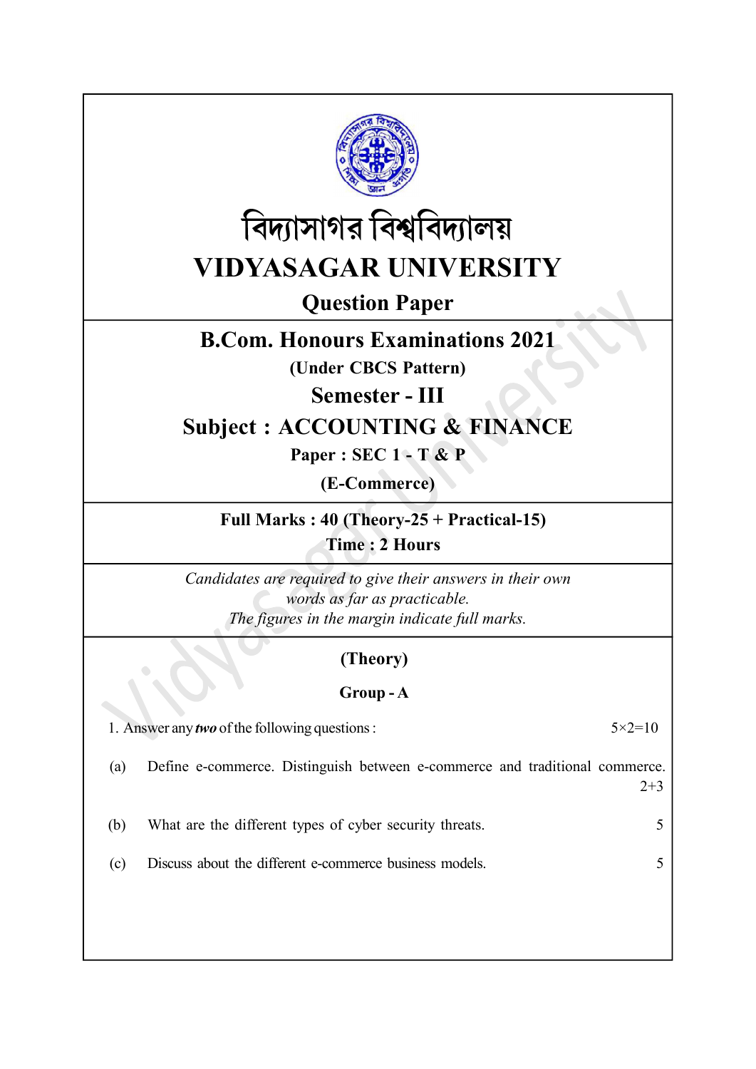# বিদ্যাসাগর বিশ্ববিদ্যালয়

# VIDYASAGAR UNIVERSITY

## Question Paper

## B.Com. Honours Examinations 2021

**(Under CBCS Pattern)**

## Semester - III

## Subject : ACCOUNTING & FINANCE

**Paper : SEC 1 - T & P**

**(E-Commerce)**

**Full Marks : 40 (Theory-25 + Practical-15)**

**Time : 2 Hours**

*Candidates are required to give their answers in their own words as far as practicable.*

*The figures in the margin indicate full marks.*

### (Theory)

### Group - A

1. Answer any ***two*** of the following questions : 5×2=10

(a) Define e-commerce. Distinguish between e-commerce and traditional commerce. 2+3

(b) What are the different types of cyber security threats. 5

(c) Discuss about the different e-commerce business models. 5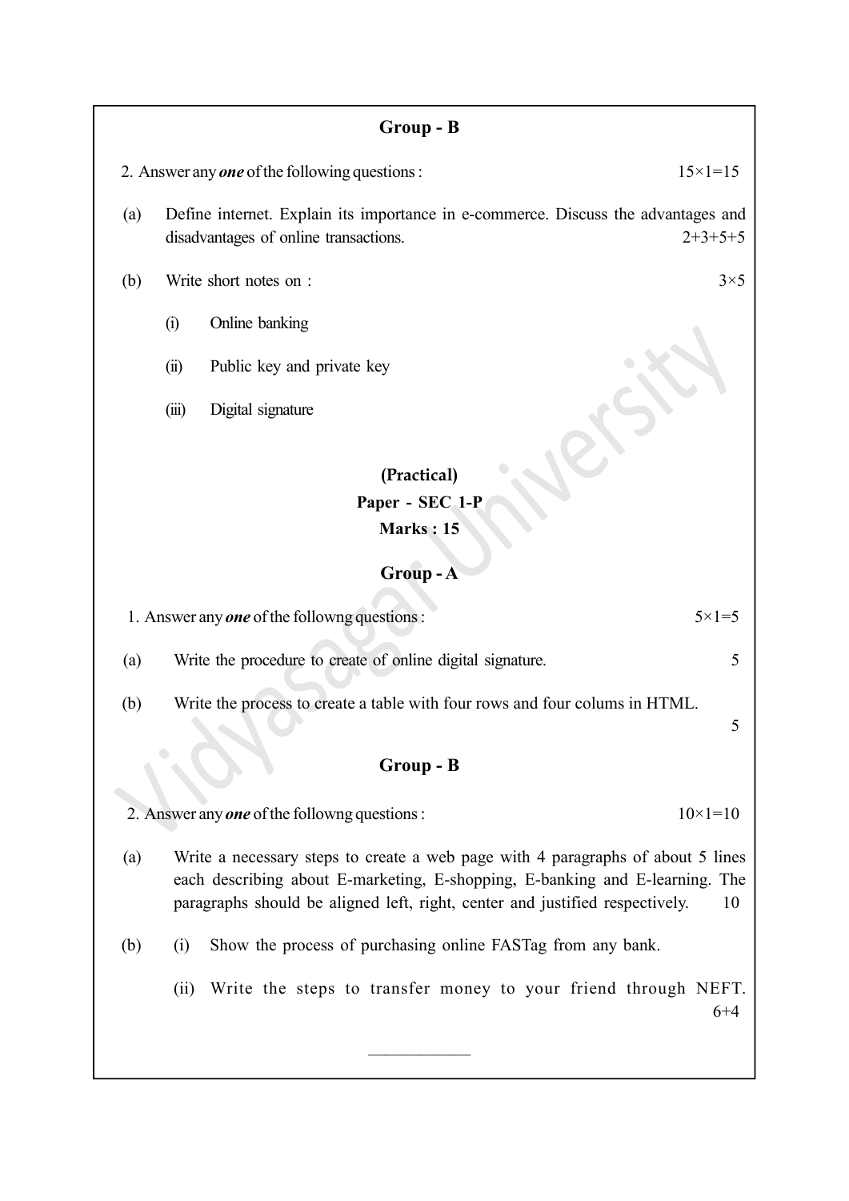## Group - B

2. Answer any ***one*** of the following questions : 15×1=15

(a) Define internet. Explain its importance in e-commerce. Discuss the advantages and disadvantages of online transactions. 2+3+5+5

(b) Write short notes on : 3×5

(i) Online banking

(ii) Public key and private key

(iii) Digital signature

## (Practical)

### Paper - SEC 1-P

### Marks : 15

## Group - A

1. Answer any ***one*** of the followng questions : 5×1=5

(a) Write the procedure to create of online digital signature. 5

(b) Write the process to create a table with four rows and four colums in HTML. 5

## Group - B

2. Answer any ***one*** of the followng questions : 10×1=10

(a) Write a necessary steps to create a web page with 4 paragraphs of about 5 lines each describing about E-marketing, E-shopping, E-banking and E-learning. The paragraphs should be aligned left, right, center and justified respectively. 10

(b) (i) Show the process of purchasing online FASTag from any bank.

(ii) Write the steps to transfer money to your friend through NEFT. 6+4